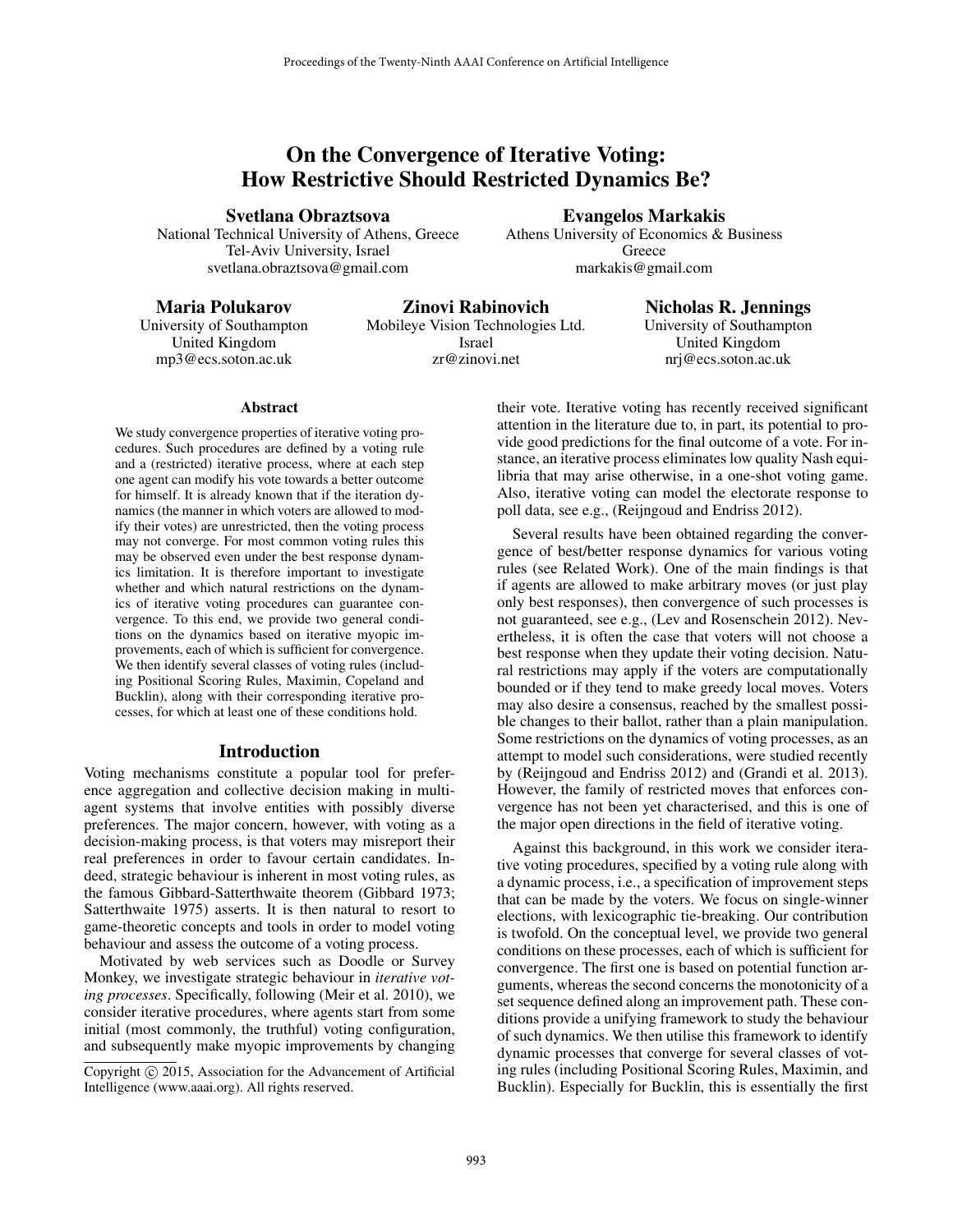# On the Convergence of Iterative Voting: How Restrictive Should Restricted Dynamics Be?

**Svetlana Obraztsova**
National Technical University of Athens, Greece
Tel-Aviv University, Israel
svetlana.obraztsova@gmail.com

**Evangelos Markakis**
Athens University of Economics & Business
Greece
markakis@gmail.com

**Maria Polukarov**
University of Southampton
United Kingdom
mp3@ecs.soton.ac.uk

**Zinovi Rabinovich**
Mobileye Vision Technologies Ltd.
Israel
zr@zinovi.net

**Nicholas R. Jennings**
University of Southampton
United Kingdom
nrj@ecs.soton.ac.uk

## Abstract

We study convergence properties of iterative voting procedures. Such procedures are defined by a voting rule and a (restricted) iterative process, where at each step one agent can modify his vote towards a better outcome for himself. It is already known that if the iteration dynamics (the manner in which voters are allowed to modify their votes) are unrestricted, then the voting process may not converge. For most common voting rules this may be observed even under the best response dynamics limitation. It is therefore important to investigate whether and which natural restrictions on the dynamics of iterative voting procedures can guarantee convergence. To this end, we provide two general conditions on the dynamics based on iterative myopic improvements, each of which is sufficient for convergence. We then identify several classes of voting rules (including Positional Scoring Rules, Maximin, Copeland and Bucklin), along with their corresponding iterative processes, for which at least one of these conditions hold.

## Introduction

Voting mechanisms constitute a popular tool for preference aggregation and collective decision making in multi-agent systems that involve entities with possibly diverse preferences. The major concern, however, with voting as a decision-making process, is that voters may misreport their real preferences in order to favour certain candidates. Indeed, strategic behaviour is inherent in most voting rules, as the famous Gibbard-Satterthwaite theorem (Gibbard 1973; Satterthwaite 1975) asserts. It is then natural to resort to game-theoretic concepts and tools in order to model voting behaviour and assess the outcome of a voting process.

Motivated by web services such as Doodle or Survey Monkey, we investigate strategic behaviour in *iterative voting processes*. Specifically, following (Meir et al. 2010), we consider iterative procedures, where agents start from some initial (most commonly, the truthful) voting configuration, and subsequently make myopic improvements by changing their vote. Iterative voting has recently received significant attention in the literature due to, in part, its potential to provide good predictions for the final outcome of a vote. For instance, an iterative process eliminates low quality Nash equilibria that may arise otherwise, in a one-shot voting game. Also, iterative voting can model the electorate response to poll data, see e.g., (Reijngoud and Endriss 2012).

Several results have been obtained regarding the convergence of best/better response dynamics for various voting rules (see Related Work). One of the main findings is that if agents are allowed to make arbitrary moves (or just play only best responses), then convergence of such processes is not guaranteed, see e.g., (Lev and Rosenschein 2012). Nevertheless, it is often the case that voters will not choose a best response when they update their voting decision. Natural restrictions may apply if the voters are computationally bounded or if they tend to make greedy local moves. Voters may also desire a consensus, reached by the smallest possible changes to their ballot, rather than a plain manipulation. Some restrictions on the dynamics of voting processes, as an attempt to model such considerations, were studied recently by (Reijngoud and Endriss 2012) and (Grandi et al. 2013). However, the family of restricted moves that enforces convergence has not been yet characterised, and this is one of the major open directions in the field of iterative voting.

Against this background, in this work we consider iterative voting procedures, specified by a voting rule along with a dynamic process, i.e., a specification of improvement steps that can be made by the voters. We focus on single-winner elections, with lexicographic tie-breaking. Our contribution is twofold. On the conceptual level, we provide two general conditions on these processes, each of which is sufficient for convergence. The first one is based on potential function arguments, whereas the second concerns the monotonicity of a set sequence defined along an improvement path. These conditions provide a unifying framework to study the behaviour of such dynamics. We then utilise this framework to identify dynamic processes that converge for several classes of voting rules (including Positional Scoring Rules, Maximin, and Bucklin). Especially for Bucklin, this is essentially the first

Copyright © 2015, Association for the Advancement of Artificial Intelligence (www.aaai.org). All rights reserved.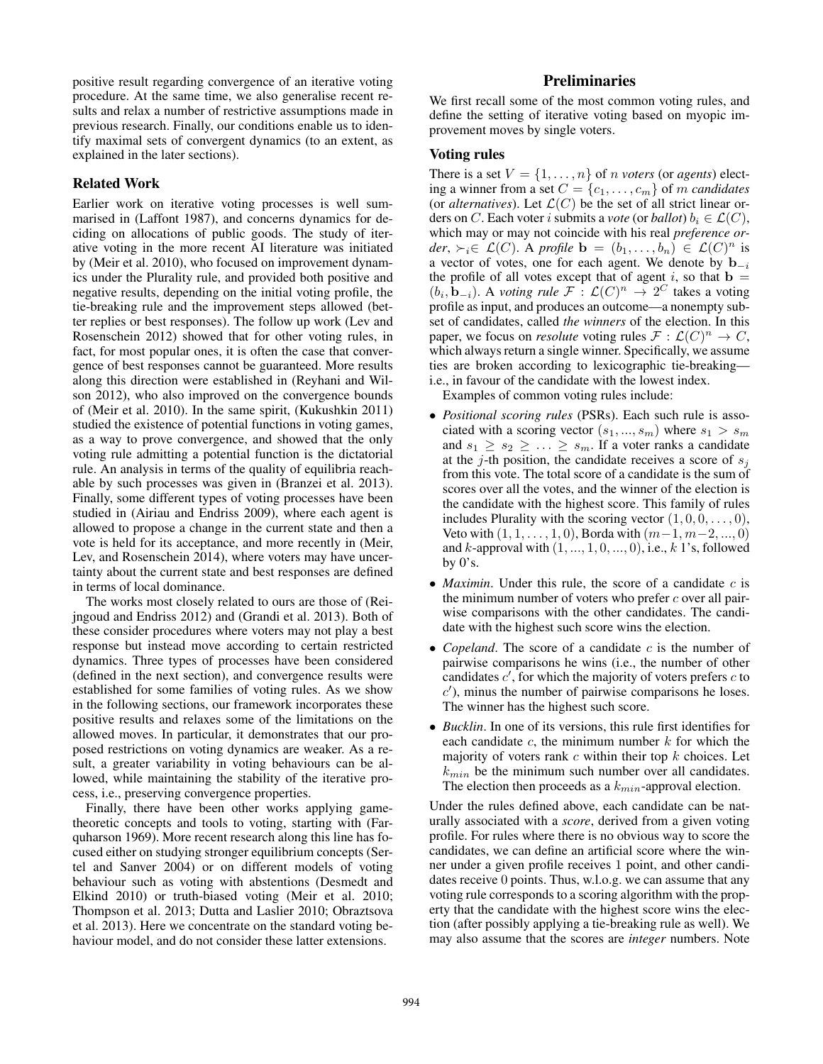positive result regarding convergence of an iterative voting procedure. At the same time, we also generalise recent results and relax a number of restrictive assumptions made in previous research. Finally, our conditions enable us to identify maximal sets of convergent dynamics (to an extent, as explained in the later sections).

### Related Work

Earlier work on iterative voting processes is well summarised in (Laffont 1987), and concerns dynamics for deciding on allocations of public goods. The study of iterative voting in the more recent AI literature was initiated by (Meir et al. 2010), who focused on improvement dynamics under the Plurality rule, and provided both positive and negative results, depending on the initial voting profile, the tie-breaking rule and the improvement steps allowed (better replies or best responses). The follow up work (Lev and Rosenschein 2012) showed that for other voting rules, in fact, for most popular ones, it is often the case that convergence of best responses cannot be guaranteed. More results along this direction were established in (Reyhani and Wilson 2012), who also improved on the convergence bounds of (Meir et al. 2010). In the same spirit, (Kukushkin 2011) studied the existence of potential functions in voting games, as a way to prove convergence, and showed that the only voting rule admitting a potential function is the dictatorial rule. An analysis in terms of the quality of equilibria reachable by such processes was given in (Branzei et al. 2013). Finally, some different types of voting processes have been studied in (Airiau and Endriss 2009), where each agent is allowed to propose a change in the current state and then a vote is held for its acceptance, and more recently in (Meir, Lev, and Rosenschein 2014), where voters may have uncertainty about the current state and best responses are defined in terms of local dominance.

The works most closely related to ours are those of (Reijngoud and Endriss 2012) and (Grandi et al. 2013). Both of these consider procedures where voters may not play a best response but instead move according to certain restricted dynamics. Three types of processes have been considered (defined in the next section), and convergence results were established for some families of voting rules. As we show in the following sections, our framework incorporates these positive results and relaxes some of the limitations on the allowed moves. In particular, it demonstrates that our proposed restrictions on voting dynamics are weaker. As a result, a greater variability in voting behaviours can be allowed, while maintaining the stability of the iterative process, i.e., preserving convergence properties.

Finally, there have been other works applying game-theoretic concepts and tools to voting, starting with (Farquharson 1969). More recent research along this line has focused either on studying stronger equilibrium concepts (Sertel and Sanver 2004) or on different models of voting behaviour such as voting with abstentions (Desmedt and Elkind 2010) or truth-biased voting (Meir et al. 2010; Thompson et al. 2013; Dutta and Laslier 2010; Obraztsova et al. 2013). Here we concentrate on the standard voting behaviour model, and do not consider these latter extensions.

## Preliminaries

We first recall some of the most common voting rules, and define the setting of iterative voting based on myopic improvement moves by single voters.

### Voting rules

There is a set $V = \{1, \dots, n\}$ of $n$ *voters* (or *agents*) electing a winner from a set $C = \{c_1, \dots, c_m\}$ of $m$ *candidates* (or *alternatives*). Let $\mathcal{L}(C)$ be the set of all strict linear orders on $C$. Each voter $i$ submits a *vote* (or *ballot*) $b_i \in \mathcal{L}(C)$, which may or may not coincide with his real *preference order*, $\succ_i \in \mathcal{L}(C)$. A *profile* $\mathbf{b} = (b_1, \dots, b_n) \in \mathcal{L}(C)^n$ is a vector of votes, one for each agent. We denote by $\mathbf{b}_{-i}$ the profile of all votes except that of agent $i$, so that $\mathbf{b} = (b_i, \mathbf{b}_{-i})$. A *voting rule* $\mathcal{F} : \mathcal{L}(C)^n \to 2^C$ takes a voting profile as input, and produces an outcome—a nonempty subset of candidates, called *the winners* of the election. In this paper, we focus on *resolute* voting rules $\mathcal{F} : \mathcal{L}(C)^n \to C$, which always return a single winner. Specifically, we assume ties are broken according to lexicographic tie-breaking—i.e., in favour of the candidate with the lowest index.

Examples of common voting rules include:

- *Positional scoring rules* (PSRs). Each such rule is associated with a scoring vector $(s_1, ..., s_m)$ where $s_1 > s_m$ and $s_1 \geq s_2 \geq \dots \geq s_m$. If a voter ranks a candidate at the $j$-th position, the candidate receives a score of $s_j$ from this vote. The total score of a candidate is the sum of scores over all the votes, and the winner of the election is the candidate with the highest score. This family of rules includes Plurality with the scoring vector $(1, 0, 0, \dots, 0)$, Veto with $(1, 1, \dots, 1, 0)$, Borda with $(m-1, m-2, ..., 0)$ and $k$-approval with $(1, ..., 1, 0, ..., 0)$, i.e., $k$ 1's, followed by 0's.
- *Maximin*. Under this rule, the score of a candidate $c$ is the minimum number of voters who prefer $c$ over all pairwise comparisons with the other candidates. The candidate with the highest such score wins the election.
- *Copeland*. The score of a candidate $c$ is the number of pairwise comparisons he wins (i.e., the number of other candidates $c'$, for which the majority of voters prefers $c$ to $c'$), minus the number of pairwise comparisons he loses. The winner has the highest such score.
- *Bucklin*. In one of its versions, this rule first identifies for each candidate $c$, the minimum number $k$ for which the majority of voters rank $c$ within their top $k$ choices. Let $k_{min}$ be the minimum such number over all candidates. The election then proceeds as a $k_{min}$-approval election.

Under the rules defined above, each candidate can be naturally associated with a *score*, derived from a given voting profile. For rules where there is no obvious way to score the candidates, we can define an artificial score where the winner under a given profile receives 1 point, and other candidates receive 0 points. Thus, w.l.o.g. we can assume that any voting rule corresponds to a scoring algorithm with the property that the candidate with the highest score wins the election (after possibly applying a tie-breaking rule as well). We may also assume that the scores are *integer* numbers. Note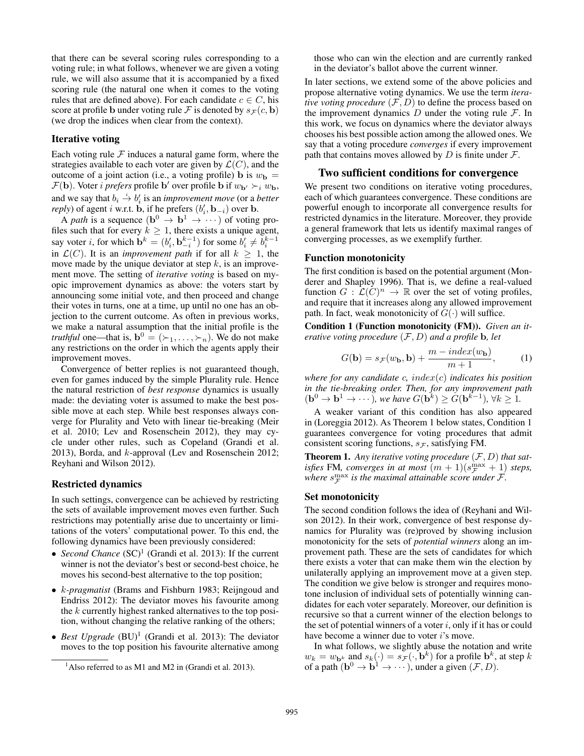that there can be several scoring rules corresponding to a voting rule; in what follows, whenever we are given a voting rule, we will also assume that it is accompanied by a fixed scoring rule (the natural one when it comes to the voting rules that are defined above). For each candidate $c \in C$, his score at profile $\mathbf{b}$ under voting rule $\mathcal{F}$ is denoted by $s_{\mathcal{F}}(c, \mathbf{b})$ (we drop the indices when clear from the context).

### Iterative voting

Each voting rule $\mathcal{F}$ induces a natural game form, where the strategies available to each voter are given by $\mathcal{L}(C)$, and the outcome of a joint action (i.e., a voting profile) $\mathbf{b}$ is $w_{\mathbf{b}} = \mathcal{F}(\mathbf{b})$. Voter $i$ *prefers* profile $\mathbf{b}'$ over profile $\mathbf{b}$ if $w_{\mathbf{b}'} \succ_i w_{\mathbf{b}}$, and we say that $b_i \stackrel{i}{\rightarrow} b'_i$ is an *improvement move* (or a *better reply*) of agent $i$ w.r.t. $\mathbf{b}$, if he prefers $(b'_i, \mathbf{b}_{-i})$ over $\mathbf{b}$.

A *path* is a sequence $(\mathbf{b}^0 \rightarrow \mathbf{b}^1 \rightarrow \cdots)$ of voting profiles such that for every $k \geq 1$, there exists a unique agent, say voter $i$, for which $\mathbf{b}^k = (b'_i, \mathbf{b}^{k-1}_{-i})$ for some $b'_i \neq b^{k-1}_i$ in $\mathcal{L}(C)$. It is an *improvement path* if for all $k \geq 1$, the move made by the unique deviator at step $k$, is an improvement move. The setting of *iterative voting* is based on myopic improvement dynamics as above: the voters start by announcing some initial vote, and then proceed and change their votes in turns, one at a time, up until no one has an objection to the current outcome. As often in previous works, we make a natural assumption that the initial profile is the *truthful* one—that is, $\mathbf{b}^0 = (\succ_1, \ldots, \succ_n)$. We do not make any restrictions on the order in which the agents apply their improvement moves.

Convergence of better replies is not guaranteed though, even for games induced by the simple Plurality rule. Hence the natural restriction of *best response* dynamics is usually made: the deviating voter is assumed to make the best possible move at each step. While best responses always converge for Plurality and Veto with linear tie-breaking (Meir et al. 2010; Lev and Rosenschein 2012), they may cycle under other rules, such as Copeland (Grandi et al. 2013), Borda, and $k$-approval (Lev and Rosenschein 2012; Reyhani and Wilson 2012).

### Restricted dynamics

In such settings, convergence can be achieved by restricting the sets of available improvement moves even further. Such restrictions may potentially arise due to uncertainty or limitations of the voters' computational power. To this end, the following dynamics have been previously considered:

- *Second Chance* (SC)[1] (Grandi et al. 2013): If the current winner is not the deviator's best or second-best choice, he moves his second-best alternative to the top position;
- *$k$-pragmatist* (Brams and Fishburn 1983; Reijngoud and Endriss 2012): The deviator moves his favourite among the $k$ currently highest ranked alternatives to the top position, without changing the relative ranking of the others;
- *Best Upgrade* (BU)[1] (Grandi et al. 2013): The deviator moves to the top position his favourite alternative among those who can win the election and are currently ranked in the deviator's ballot above the current winner.

[1] Also referred to as M1 and M2 in (Grandi et al. 2013).

In later sections, we extend some of the above policies and propose alternative voting dynamics. We use the term *iterative voting procedure* $(\mathcal{F}, D)$ to define the process based on the improvement dynamics $D$ under the voting rule $\mathcal{F}$. In this work, we focus on dynamics where the deviator always chooses his best possible action among the allowed ones. We say that a voting procedure *converges* if every improvement path that contains moves allowed by $D$ is finite under $\mathcal{F}$.

## Two sufficient conditions for convergence

We present two conditions on iterative voting procedures, each of which guarantees convergence. These conditions are powerful enough to incorporate all convergence results for restricted dynamics in the literature. Moreover, they provide a general framework that lets us identify maximal ranges of converging processes, as we exemplify further.

### Function monotonicity

The first condition is based on the potential argument (Monderer and Shapley 1996). That is, we define a real-valued function $G : \mathcal{L}(C)^n \rightarrow \mathbb{R}$ over the set of voting profiles, and require that it increases along any allowed improvement path. In fact, weak monotonicity of $G(\cdot)$ will suffice.

**Condition 1 (Function monotonicity (FM)).** *Given an iterative voting procedure $(\mathcal{F}, D)$ and a profile $\mathbf{b}$, let*

$$G(\mathbf{b}) = s_{\mathcal{F}}(w_{\mathbf{b}}, \mathbf{b}) + \frac{m - index(w_{\mathbf{b}})}{m+1}, \tag{1}$$

*where for any candidate $c$, $index(c)$ indicates his position in the tie-breaking order. Then, for any improvement path $(\mathbf{b}^0 \rightarrow \mathbf{b}^1 \rightarrow \cdots)$, we have $G(\mathbf{b}^k) \geq G(\mathbf{b}^{k-1})$, $\forall k \geq 1$.*

A weaker variant of this condition has also appeared in (Loreggia 2012). As Theorem 1 below states, Condition 1 guarantees convergence for voting procedures that admit consistent scoring functions, $s_{\mathcal{F}}$, satisfying FM.

**Theorem 1.** *Any iterative voting procedure $(\mathcal{F}, D)$ that satisfies* FM*, converges in at most $(m+1)(s^{\max}_{\mathcal{F}} + 1)$ steps, where $s^{\max}_{\mathcal{F}}$ is the maximal attainable score under $\mathcal{F}$.*

### Set monotonicity

The second condition follows the idea of (Reyhani and Wilson 2012). In their work, convergence of best response dynamics for Plurality was (re)proved by showing inclusion monotonicity for the sets of *potential winners* along an improvement path. These are the sets of candidates for which there exists a voter that can make them win the election by unilaterally applying an improvement move at a given step. The condition we give below is stronger and requires monotone inclusion of individual sets of potentially winning candidates for each voter separately. Moreover, our definition is recursive so that a current winner of the election belongs to the set of potential winners of a voter $i$, only if it has or could have become a winner due to voter $i$'s move.

In what follows, we slightly abuse the notation and write $w_k = w_{\mathbf{b}^k}$ and $s_k(\cdot) = s_{\mathcal{F}}(\cdot, \mathbf{b}^k)$ for a profile $\mathbf{b}^k$, at step $k$ of a path $(\mathbf{b}^0 \rightarrow \mathbf{b}^1 \rightarrow \cdots)$, under a given $(\mathcal{F}, D)$.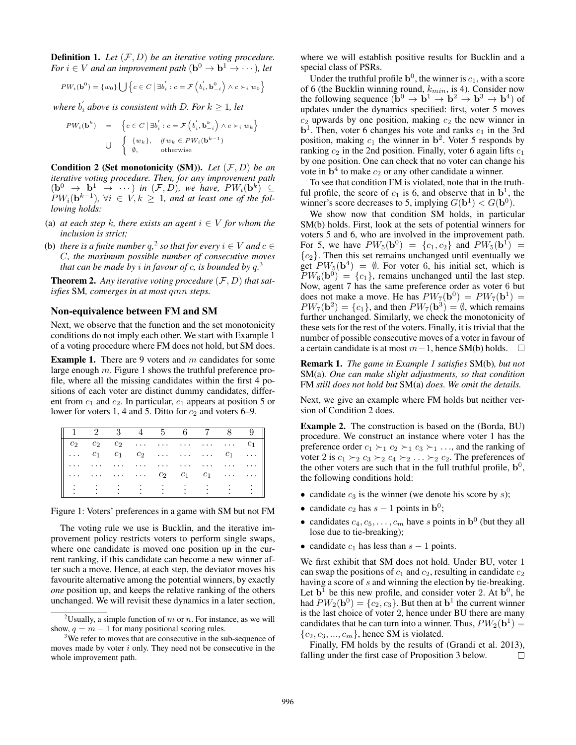**Definition 1.** *Let $(\mathcal{F}, D)$ be an iterative voting procedure. For $i \in V$ and an improvement path $(\mathbf{b}^0 \to \mathbf{b}^1 \to \cdots)$, let*

$$PW_i(\mathbf{b}^0) = \{w_0\} \bigcup \left\{c \in C \mid \exists b_i^{'} : c = \mathcal{F}\left(b_i^{'}, \mathbf{b}_{-i}^0\right) \wedge c \succ_i w_0\right\}$$

*where $b_i^{'}$ above is consistent with $D$. For $k \geq 1$, let*

$$\begin{aligned} PW_i(\mathbf{b}^k) &= \left\{c \in C \mid \exists b_i^{'} : c = \mathcal{F}\left(b_i^{'}, \mathbf{b}_{-i}^k\right) \wedge c \succ_i w_k\right\} \\ &\bigcup \left\{ \begin{array}{ll} \{w_k\}, & \text{if } w_k \in PW_i(\mathbf{b}^{k-1}) \\ \emptyset, & \text{otherwise} \end{array} \right. \end{aligned}$$

**Condition 2 (Set monotonicity (SM)).** *Let $(\mathcal{F}, D)$ be an iterative voting procedure. Then, for any improvement path $(\mathbf{b}^0 \to \mathbf{b}^1 \to \cdots)$ in $(\mathcal{F}, D)$, we have, $PW_i(\mathbf{b}^k) \subseteq PW_i(\mathbf{b}^{k-1})$, $\forall i \in V, k \geq 1$, and at least one of the following holds:*

(a) *at each step $k$, there exists an agent $i \in V$ for whom the inclusion is strict;*

(b) *there is a finite number $q$,[2] so that for every $i \in V$ and $c \in C$, the maximum possible number of consecutive moves that can be made by $i$ in favour of $c$, is bounded by $q$.[3]*

**Theorem 2.** *Any iterative voting procedure $(\mathcal{F}, D)$ that satisfies* SM*, converges in at most $qmn$ steps.*

## Non-equivalence between FM and SM

Next, we observe that the function and the set monotonicity conditions do not imply each other. We start with Example 1 of a voting procedure where FM does not hold, but SM does.

**Example 1.** There are 9 voters and $m$ candidates for some large enough $m$. Figure 1 shows the truthful preference profile, where all the missing candidates within the first 4 positions of each voter are distinct dummy candidates, different from $c_1$ and $c_2$. In particular, $c_1$ appears at position 5 or lower for voters 1, 4 and 5. Ditto for $c_2$ and voters 6–9.

| 1 | 2 | 3 | 4 | 5 | 6 | 7 | 8 | 9 |
|---|---|---|---|---|---|---|---|---|
| $c_2$ | $c_2$ | $c_2$ | ... | ... | ... | ... | ... | $c_1$ |
| ... | $c_1$ | $c_1$ | $c_2$ | ... | ... | ... | $c_1$ | ... |
| ... | ... | ... | ... | ... | ... | ... | ... | ... |
| ... | ... | ... | ... | $c_2$ | $c_1$ | $c_1$ | ... | ... |
| ⋮ | ⋮ | ⋮ | ⋮ | ⋮ | ⋮ | ⋮ | ⋮ | ⋮ |

Figure 1: Voters' preferences in a game with SM but not FM

The voting rule we use is Bucklin, and the iterative improvement policy restricts voters to perform single swaps, where one candidate is moved one position up in the current ranking, if this candidate can become a new winner after such a move. Hence, at each step, the deviator moves his favourite alternative among the potential winners, by exactly *one* position up, and keeps the relative ranking of the others unchanged. We will revisit these dynamics in a later section, where we will establish positive results for Bucklin and a special class of PSRs.

Under the truthful profile $\mathbf{b}^0$, the winner is $c_1$, with a score of 6 (the Bucklin winning round, $k_{min}$, is 4). Consider now the following sequence $(\mathbf{b}^0 \to \mathbf{b}^1 \to \mathbf{b}^2 \to \mathbf{b}^3 \to \mathbf{b}^4)$ of updates under the dynamics specified: first, voter 5 moves $c_2$ upwards by one position, making $c_2$ the new winner in $\mathbf{b}^1$. Then, voter 6 changes his vote and ranks $c_1$ in the 3rd position, making $c_1$ the winner in $\mathbf{b}^2$. Voter 5 responds by ranking $c_2$ in the 2nd position. Finally, voter 6 again lifts $c_1$ by one position. One can check that no voter can change his vote in $\mathbf{b}^4$ to make $c_2$ or any other candidate a winner.

To see that condition FM is violated, note that in the truthful profile, the score of $c_1$ is 6, and observe that in $\mathbf{b}^1$, the winner's score decreases to 5, implying $G(\mathbf{b}^1) < G(\mathbf{b}^0)$.

We show now that condition SM holds, in particular SM(b) holds. First, look at the sets of potential winners for voters 5 and 6, who are involved in the improvement path. For 5, we have $PW_5(\mathbf{b}^0) = \{c_1, c_2\}$ and $PW_5(\mathbf{b}^1) = \{c_2\}$. Then this set remains unchanged until eventually we get $PW_5(\mathbf{b}^4) = \emptyset$. For voter 6, his initial set, which is $PW_6(\mathbf{b}^0) = \{c_1\}$, remains unchanged until the last step. Now, agent 7 has the same preference order as voter 6 but does not make a move. He has $PW_7(\mathbf{b}^0) = PW_7(\mathbf{b}^1) = PW_7(\mathbf{b}^2) = \{c_1\}$, and then $PW_7(\mathbf{b}^3) = \emptyset$, which remains further unchanged. Similarly, we check the monotonicity of these sets for the rest of the voters. Finally, it is trivial that the number of possible consecutive moves of a voter in favour of a certain candidate is at most $m-1$, hence SM(b) holds. □

**Remark 1.** *The game in Example 1 satisfies* SM(b)*, but not* SM(a)*. One can make slight adjustments, so that condition* FM *still does not hold but* SM(a) *does. We omit the details.*

Next, we give an example where FM holds but neither version of Condition 2 does.

**Example 2.** The construction is based on the (Borda, BU) procedure. We construct an instance where voter 1 has the preference order $c_1 \succ_1 c_2 \succ_1 c_3 \succ_1 \ldots$, and the ranking of voter 2 is $c_1 \succ_2 c_3 \succ_2 c_4 \succ_2 \ldots \succ_2 c_2$. The preferences of the other voters are such that in the full truthful profile, $\mathbf{b}^0$, the following conditions hold:

- candidate $c_3$ is the winner (we denote his score by $s$);
- candidate $c_2$ has $s-1$ points in $\mathbf{b}^0$;
- candidates $c_4, c_5, \ldots, c_m$ have $s$ points in $\mathbf{b}^0$ (but they all lose due to tie-breaking);
- candidate $c_1$ has less than $s-1$ points.

We first exhibit that SM does not hold. Under BU, voter 1 can swap the positions of $c_1$ and $c_2$, resulting in candidate $c_2$ having a score of $s$ and winning the election by tie-breaking. Let $\mathbf{b}^1$ be this new profile, and consider voter 2. At $\mathbf{b}^0$, he had $PW_2(\mathbf{b}^0) = \{c_2, c_3\}$. But then at $\mathbf{b}^1$ the current winner is the last choice of voter 2, hence under BU there are many candidates that he can turn into a winner. Thus, $PW_2(\mathbf{b}^1) = \{c_2, c_3, ..., c_m\}$, hence SM is violated.

Finally, FM holds by the results of (Grandi et al. 2013), falling under the first case of Proposition 3 below. □

---

[2] Usually, a simple function of $m$ or $n$. For instance, as we will show, $q = m-1$ for many positional scoring rules.

[3] We refer to moves that are consecutive in the sub-sequence of moves made by voter $i$ only. They need not be consecutive in the whole improvement path.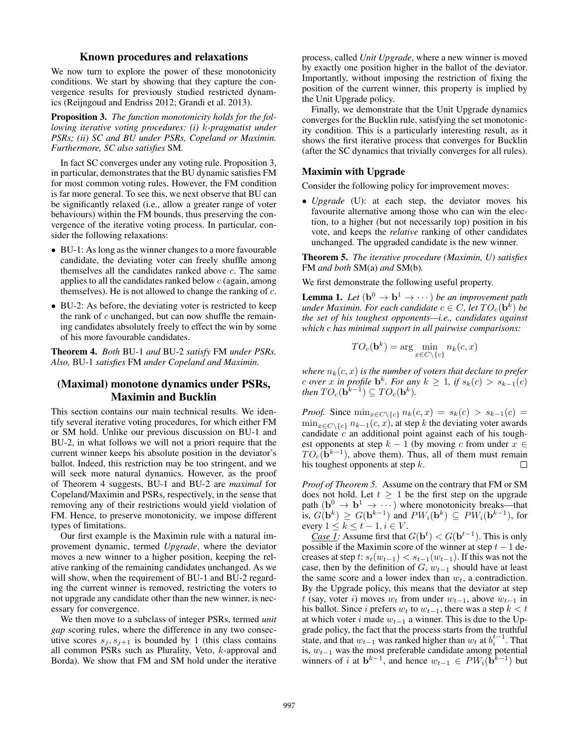## Known procedures and relaxations

We now turn to explore the power of these monotonicity conditions. We start by showing that they capture the convergence results for previously studied restricted dynamics (Reijngoud and Endriss 2012; Grandi et al. 2013).

**Proposition 3.** *The function monotonicity holds for the following iterative voting procedures: (i) $k$-pragmatist under PSRs; (ii) SC and BU under PSRs, Copeland or Maximin. Furthermore, SC also satisfies* SM*.*

In fact SC converges under any voting rule. Proposition 3, in particular, demonstrates that the BU dynamic satisfies FM for most common voting rules. However, the FM condition is far more general. To see this, we next observe that BU can be significantly relaxed (i.e., allow a greater range of voter behaviours) within the FM bounds, thus preserving the convergence of the iterative voting process. In particular, consider the following relaxations:

- BU-1: As long as the winner changes to a more favourable candidate, the deviating voter can freely shuffle among themselves all the candidates ranked above $c$. The same applies to all the candidates ranked below $c$ (again, among themselves). He is not allowed to change the ranking of $c$.
- BU-2: As before, the deviating voter is restricted to keep the rank of $c$ unchanged, but can now shuffle the remaining candidates absolutely freely to effect the win by some of his more favourable candidates.

**Theorem 4.** *Both* BU-1 *and* BU-2 *satisfy* FM *under PSRs. Also,* BU-1 *satisfies* FM *under Copeland and Maximin.*

## (Maximal) monotone dynamics under PSRs, Maximin and Bucklin

This section contains our main technical results. We identify several iterative voting procedures, for which either FM or SM hold. Unlike our previous discussion on BU-1 and BU-2, in what follows we will not a priori require that the current winner keeps his absolute position in the deviator's ballot. Indeed, this restriction may be too stringent, and we will seek more natural dynamics. However, as the proof of Theorem 4 suggests, BU-1 and BU-2 are *maximal* for Copeland/Maximin and PSRs, respectively, in the sense that removing any of their restrictions would yield violation of FM. Hence, to preserve monotonicity, we impose different types of limitations.

Our first example is the Maximin rule with a natural improvement dynamic, termed *Upgrade*, where the deviator moves a new winner to a higher position, keeping the relative ranking of the remaining candidates unchanged. As we will show, when the requirement of BU-1 and BU-2 regarding the current winner is removed, restricting the voters to not upgrade any candidate other than the new winner, is necessary for convergence.

We then move to a subclass of integer PSRs, termed *unit gap* scoring rules, where the difference in any two consecutive scores $s_j, s_{j+1}$ is bounded by 1 (this class contains all common PSRs such as Plurality, Veto, $k$-approval and Borda). We show that FM and SM hold under the iterative process, called *Unit Upgrade*, where a new winner is moved by exactly one position higher in the ballot of the deviator. Importantly, without imposing the restriction of fixing the position of the current winner, this property is implied by the Unit Upgrade policy.

Finally, we demonstrate that the Unit Upgrade dynamics converges for the Bucklin rule, satisfying the set monotonicity condition. This is a particularly interesting result, as it shows the first iterative process that converges for Bucklin (after the SC dynamics that trivially converges for all rules).

### Maximin with Upgrade

Consider the following policy for improvement moves:

- *Upgrade* (U): at each step, the deviator moves his favourite alternative among those who can win the election, to a higher (but not necessarily top) position in his vote, and keeps the *relative* ranking of other candidates unchanged. The upgraded candidate is the new winner.

**Theorem 5.** *The iterative procedure (Maximin, U) satisfies* FM *and both* SM(a) *and* SM(b)*.*

We first demonstrate the following useful property.

**Lemma 1.** *Let $(\mathbf{b}^0 \to \mathbf{b}^1 \to \cdots)$ be an improvement path under Maximin. For each candidate $c \in C$, let $TO_c(\mathbf{b}^k)$ be the set of his toughest opponents—i.e., candidates against which $c$ has minimal support in all pairwise comparisons:*

$$TO_c(\mathbf{b}^k) = \arg \min_{x \in C \setminus \{c\}} n_k(c, x)$$

*where $n_k(c, x)$ is the number of voters that declare to prefer $c$ over $x$ in profile $\mathbf{b}^k$. For any $k \geq 1$, if $s_k(c) > s_{k-1}(c)$ then $TO_c(\mathbf{b}^{k-1}) \subseteq TO_c(\mathbf{b}^k)$.*

*Proof.* Since $\min_{x \in C \setminus \{c\}} n_k(c, x) = s_k(c) > s_{k-1}(c) = \min_{x \in C \setminus \{c\}} n_{k-1}(c, x)$, at step $k$ the deviating voter awards candidate $c$ an additional point against each of his toughest opponents at step $k-1$ (by moving $c$ from under $x \in TO_c(\mathbf{b}^{k-1})$, above them). Thus, all of them must remain his toughest opponents at step $k$. $\square$

*Proof of Theorem 5.* Assume on the contrary that FM or SM does not hold. Let $t \geq 1$ be the first step on the upgrade path $(\mathbf{b}^0 \to \mathbf{b}^1 \to \cdots)$ where monotonicity breaks—that is, $G(\mathbf{b}^k) \geq G(\mathbf{b}^{k-1})$ and $PW_i(\mathbf{b}^k) \subseteq PW_i(\mathbf{b}^{k-1})$, for every $1 \leq k \leq t-1, i \in V$.

*Case 1:* Assume first that $G(\mathbf{b}^t) < G(\mathbf{b}^{t-1})$. This is only possible if the Maximin score of the winner at step $t-1$ decreases at step $t$: $s_t(w_{t-1}) < s_{t-1}(w_{t-1})$. If this was not the case, then by the definition of $G$, $w_{t-1}$ should have at least the same score and a lower index than $w_t$, a contradiction. By the Upgrade policy, this means that the deviator at step $t$ (say, voter $i$) moves $w_t$ from under $w_{t-1}$, above $w_{t-1}$ in his ballot. Since $i$ prefers $w_t$ to $w_{t-1}$, there was a step $k < t$ at which voter $i$ made $w_{t-1}$ a winner. This is due to the Upgrade policy, the fact that the process starts from the truthful state, and that $w_{t-1}$ was ranked higher than $w_t$ at $b_i^{t-1}$. That is, $w_{t-1}$ was the most preferable candidate among potential winners of $i$ at $\mathbf{b}^{k-1}$, and hence $w_{t-1} \in PW_i(\mathbf{b}^{k-1})$ but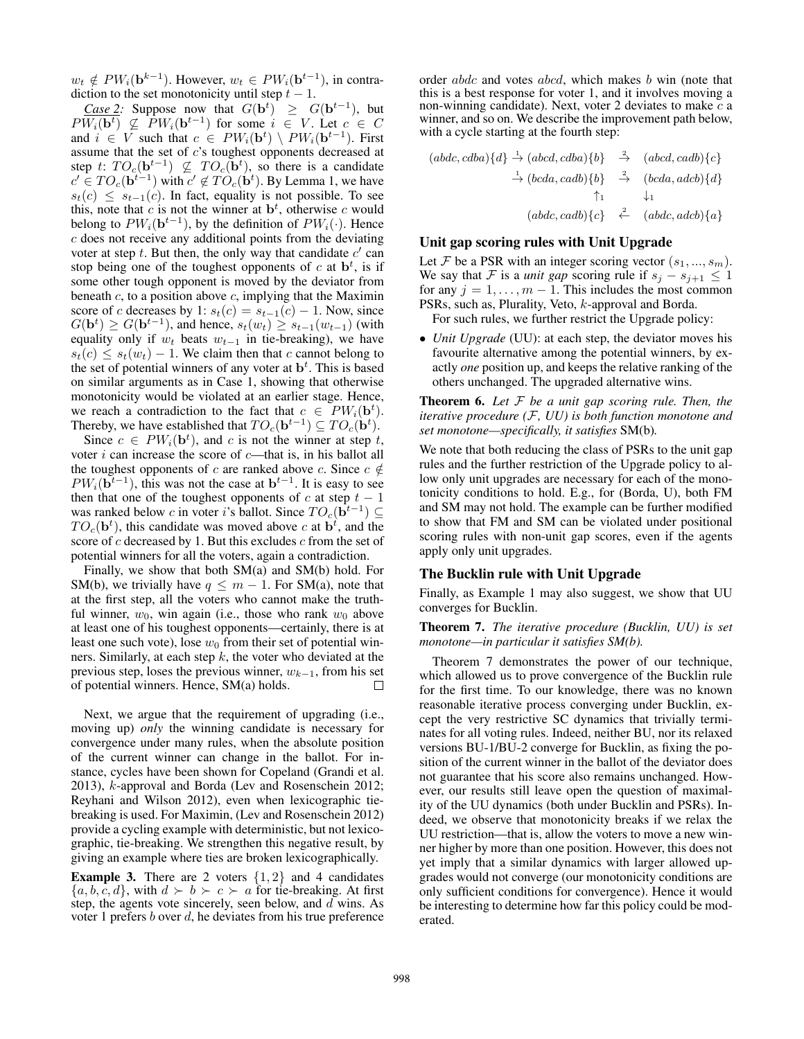$w_t \notin PW_i(\mathbf{b}^{k-1})$. However, $w_t \in PW_i(\mathbf{b}^{t-1})$, in contradiction to the set monotonicity until step $t-1$.

*Case 2:* Suppose now that $G(\mathbf{b}^t) \geq G(\mathbf{b}^{t-1})$, but $PW_i(\mathbf{b}^t) \not\subseteq PW_i(\mathbf{b}^{t-1})$ for some $i \in V$. Let $c \in C$ and $i \in V$ such that $c \in PW_i(\mathbf{b}^t) \setminus PW_i(\mathbf{b}^{t-1})$. First assume that the set of $c$'s toughest opponents decreased at step $t$: $TO_c(\mathbf{b}^{t-1}) \not\subseteq TO_c(\mathbf{b}^t)$, so there is a candidate $c' \in TO_c(\mathbf{b}^{t-1})$ with $c' \notin TO_c(\mathbf{b}^t)$. By Lemma 1, we have $s_t(c) \leq s_{t-1}(c)$. In fact, equality is not possible. To see this, note that $c$ is not the winner at $\mathbf{b}^t$, otherwise $c$ would belong to $PW_i(\mathbf{b}^{t-1})$, by the definition of $PW_i(\cdot)$. Hence $c$ does not receive any additional points from the deviating voter at step $t$. But then, the only way that candidate $c'$ can stop being one of the toughest opponents of $c$ at $\mathbf{b}^t$, is if some other tough opponent is moved by the deviator from beneath $c$, to a position above $c$, implying that the Maximin score of $c$ decreases by 1: $s_t(c) = s_{t-1}(c) - 1$. Now, since $G(\mathbf{b}^t) \geq G(\mathbf{b}^{t-1})$, and hence, $s_t(w_t) \geq s_{t-1}(w_{t-1})$ (with equality only if $w_t$ beats $w_{t-1}$ in tie-breaking), we have $s_t(c) \leq s_t(w_t) - 1$. We claim then that $c$ cannot belong to the set of potential winners of any voter at $\mathbf{b}^t$. This is based on similar arguments as in Case 1, showing that otherwise monotonicity would be violated at an earlier stage. Hence, we reach a contradiction to the fact that $c \in PW_i(\mathbf{b}^t)$. Thereby, we have established that $TO_c(\mathbf{b}^{t-1}) \subseteq TO_c(\mathbf{b}^t)$.

Since $c \in PW_i(\mathbf{b}^t)$, and $c$ is not the winner at step $t$, voter $i$ can increase the score of $c$—that is, in his ballot all the toughest opponents of $c$ are ranked above $c$. Since $c \notin PW_i(\mathbf{b}^{t-1})$, this was not the case at $\mathbf{b}^{t-1}$. It is easy to see then that one of the toughest opponents of $c$ at step $t-1$ was ranked below $c$ in voter $i$'s ballot. Since $TO_c(\mathbf{b}^{t-1}) \subseteq TO_c(\mathbf{b}^t)$, this candidate was moved above $c$ at $\mathbf{b}^t$, and the score of $c$ decreased by 1. But this excludes $c$ from the set of potential winners for all the voters, again a contradiction.

Finally, we show that both SM(a) and SM(b) hold. For SM(b), we trivially have $q \leq m-1$. For SM(a), note that at the first step, all the voters who cannot make the truthful winner, $w_0$, win again (i.e., those who rank $w_0$ above at least one of his toughest opponents—certainly, there is at least one such vote), lose $w_0$ from their set of potential winners. Similarly, at each step $k$, the voter who deviated at the previous step, loses the previous winner, $w_{k-1}$, from his set of potential winners. Hence, SM(a) holds. □

Next, we argue that the requirement of upgrading (i.e., moving up) *only* the winning candidate is necessary for convergence under many rules, when the absolute position of the current winner can change in the ballot. For instance, cycles have been shown for Copeland (Grandi et al. 2013), $k$-approval and Borda (Lev and Rosenschein 2012; Reyhani and Wilson 2012), even when lexicographic tie-breaking is used. For Maximin, (Lev and Rosenschein 2012) provide a cycling example with deterministic, but not lexicographic, tie-breaking. We strengthen this negative result, by giving an example where ties are broken lexicographically.

**Example 3.** There are 2 voters $\{1, 2\}$ and 4 candidates $\{a, b, c, d\}$, with $d \succ b \succ c \succ a$ for tie-breaking. At first step, the agents vote sincerely, seen below, and $d$ wins. As voter 1 prefers $b$ over $d$, he deviates from his true preference order $abdc$ and votes $abcd$, which makes $b$ win (note that this is a best response for voter 1, and it involves moving a non-winning candidate). Next, voter 2 deviates to make $c$ a winner, and so on. We describe the improvement path below, with a cycle starting at the fourth step:

$$
\begin{array}{rcl}
(abdc, cdba)\{d\} \xrightarrow{1} (abcd, cdba)\{b\} & \xrightarrow{2} & (abcd, cadb)\{c\} \\
\xrightarrow{1} (bcda, cadb)\{b\} & \xrightarrow{2} & (bcda, adcb)\{d\} \\
\uparrow_1 & & \downarrow_1 \\
(abdc, cadb)\{c\} & \xleftarrow{2} & (abdc, adcb)\{a\}
\end{array}
$$

## Unit gap scoring rules with Unit Upgrade

Let $\mathcal{F}$ be a PSR with an integer scoring vector $(s_1, ..., s_m)$. We say that $\mathcal{F}$ is a *unit gap* scoring rule if $s_j - s_{j+1} \leq 1$ for any $j = 1, \ldots, m-1$. This includes the most common PSRs, such as, Plurality, Veto, $k$-approval and Borda.

For such rules, we further restrict the Upgrade policy:

- *Unit Upgrade* (UU): at each step, the deviator moves his favourite alternative among the potential winners, by exactly *one* position up, and keeps the relative ranking of the others unchanged. The upgraded alternative wins.

**Theorem 6.** *Let $\mathcal{F}$ be a unit gap scoring rule. Then, the iterative procedure ($\mathcal{F}$, UU) is both function monotone and set monotone—specifically, it satisfies* SM(b)*.*

We note that both reducing the class of PSRs to the unit gap rules and the further restriction of the Upgrade policy to allow only unit upgrades are necessary for each of the monotonicity conditions to hold. E.g., for (Borda, U), both FM and SM may not hold. The example can be further modified to show that FM and SM can be violated under positional scoring rules with non-unit gap scores, even if the agents apply only unit upgrades.

## The Bucklin rule with Unit Upgrade

Finally, as Example 1 may also suggest, we show that UU converges for Bucklin.

**Theorem 7.** *The iterative procedure (Bucklin, UU) is set monotone—in particular it satisfies SM(b).*

Theorem 7 demonstrates the power of our technique, which allowed us to prove convergence of the Bucklin rule for the first time. To our knowledge, there was no known reasonable iterative process converging under Bucklin, except the very restrictive SC dynamics that trivially terminates for all voting rules. Indeed, neither BU, nor its relaxed versions BU-1/BU-2 converge for Bucklin, as fixing the position of the current winner in the ballot of the deviator does not guarantee that his score also remains unchanged. However, our results still leave open the question of maximality of the UU dynamics (both under Bucklin and PSRs). Indeed, we observe that monotonicity breaks if we relax the UU restriction—that is, allow the voters to move a new winner higher by more than one position. However, this does not yet imply that a similar dynamics with larger allowed upgrades would not converge (our monotonicity conditions are only sufficient conditions for convergence). Hence it would be interesting to determine how far this policy could be moderated.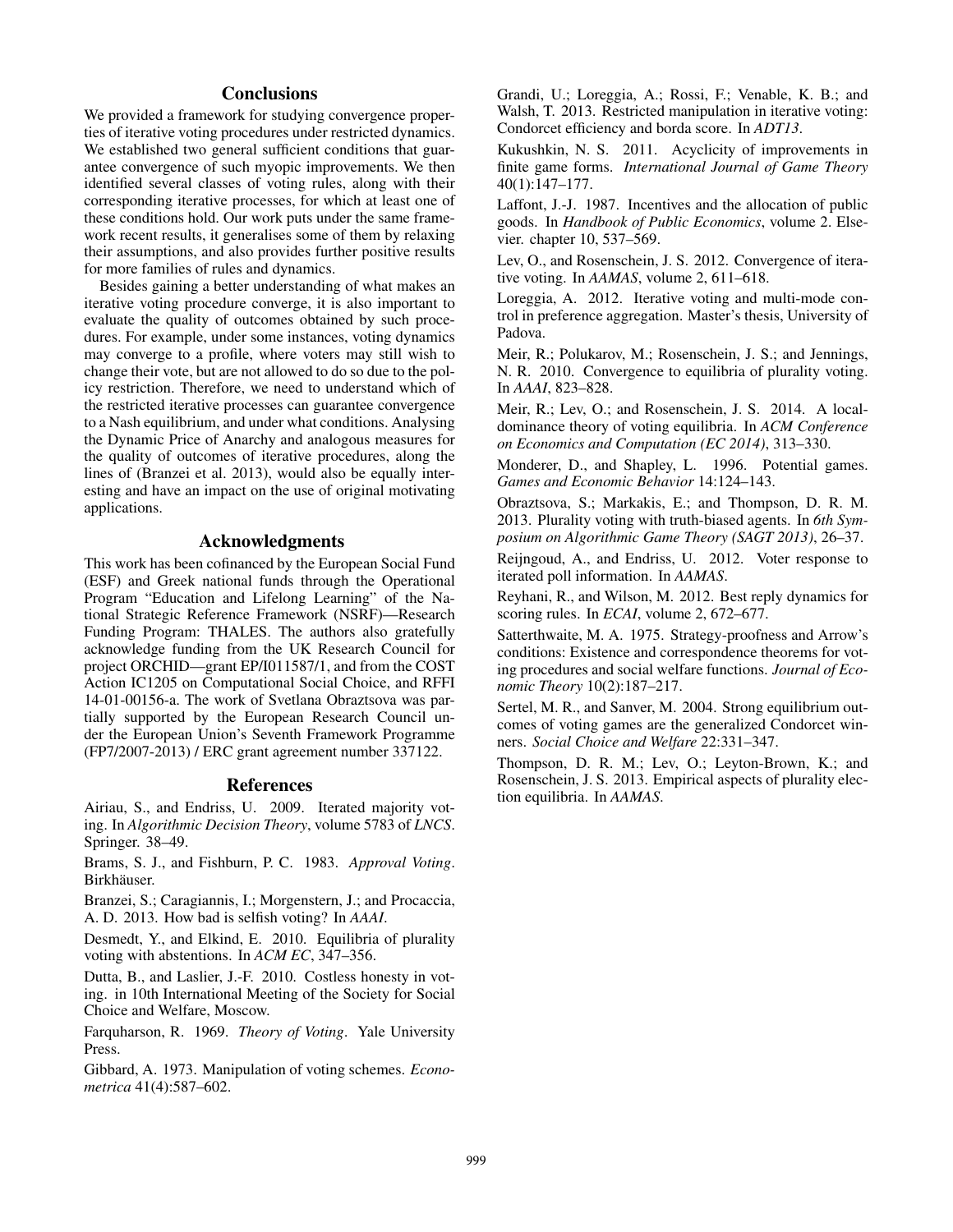## Conclusions

We provided a framework for studying convergence properties of iterative voting procedures under restricted dynamics. We established two general sufficient conditions that guarantee convergence of such myopic improvements. We then identified several classes of voting rules, along with their corresponding iterative processes, for which at least one of these conditions hold. Our work puts under the same framework recent results, it generalises some of them by relaxing their assumptions, and also provides further positive results for more families of rules and dynamics.

Besides gaining a better understanding of what makes an iterative voting procedure converge, it is also important to evaluate the quality of outcomes obtained by such procedures. For example, under some instances, voting dynamics may converge to a profile, where voters may still wish to change their vote, but are not allowed to do so due to the policy restriction. Therefore, we need to understand which of the restricted iterative processes can guarantee convergence to a Nash equilibrium, and under what conditions. Analysing the Dynamic Price of Anarchy and analogous measures for the quality of outcomes of iterative procedures, along the lines of (Branzei et al. 2013), would also be equally interesting and have an impact on the use of original motivating applications.

## Acknowledgments

This work has been cofinanced by the European Social Fund (ESF) and Greek national funds through the Operational Program "Education and Lifelong Learning" of the National Strategic Reference Framework (NSRF)—Research Funding Program: THALES. The authors also gratefully acknowledge funding from the UK Research Council for project ORCHID—grant EP/I011587/1, and from the COST Action IC1205 on Computational Social Choice, and RFFI 14-01-00156-a. The work of Svetlana Obraztsova was partially supported by the European Research Council under the European Union's Seventh Framework Programme (FP7/2007-2013) / ERC grant agreement number 337122.

## References

Airiau, S., and Endriss, U. 2009. Iterated majority voting. In *Algorithmic Decision Theory*, volume 5783 of *LNCS*. Springer. 38–49.

Brams, S. J., and Fishburn, P. C. 1983. *Approval Voting*. Birkhäuser.

Branzei, S.; Caragiannis, I.; Morgenstern, J.; and Procaccia, A. D. 2013. How bad is selfish voting? In *AAAI*.

Desmedt, Y., and Elkind, E. 2010. Equilibria of plurality voting with abstentions. In *ACM EC*, 347–356.

Dutta, B., and Laslier, J.-F. 2010. Costless honesty in voting. in 10th International Meeting of the Society for Social Choice and Welfare, Moscow.

Farquharson, R. 1969. *Theory of Voting*. Yale University Press.

Gibbard, A. 1973. Manipulation of voting schemes. *Econometrica* 41(4):587–602.

Grandi, U.; Loreggia, A.; Rossi, F.; Venable, K. B.; and Walsh, T. 2013. Restricted manipulation in iterative voting: Condorcet efficiency and borda score. In *ADT13*.

Kukushkin, N. S. 2011. Acyclicity of improvements in finite game forms. *International Journal of Game Theory* 40(1):147–177.

Laffont, J.-J. 1987. Incentives and the allocation of public goods. In *Handbook of Public Economics*, volume 2. Elsevier. chapter 10, 537–569.

Lev, O., and Rosenschein, J. S. 2012. Convergence of iterative voting. In *AAMAS*, volume 2, 611–618.

Loreggia, A. 2012. Iterative voting and multi-mode control in preference aggregation. Master's thesis, University of Padova.

Meir, R.; Polukarov, M.; Rosenschein, J. S.; and Jennings, N. R. 2010. Convergence to equilibria of plurality voting. In *AAAI*, 823–828.

Meir, R.; Lev, O.; and Rosenschein, J. S. 2014. A local-dominance theory of voting equilibria. In *ACM Conference on Economics and Computation (EC 2014)*, 313–330.

Monderer, D., and Shapley, L. 1996. Potential games. *Games and Economic Behavior* 14:124–143.

Obraztsova, S.; Markakis, E.; and Thompson, D. R. M. 2013. Plurality voting with truth-biased agents. In *6th Symposium on Algorithmic Game Theory (SAGT 2013)*, 26–37.

Reijngoud, A., and Endriss, U. 2012. Voter response to iterated poll information. In *AAMAS*.

Reyhani, R., and Wilson, M. 2012. Best reply dynamics for scoring rules. In *ECAI*, volume 2, 672–677.

Satterthwaite, M. A. 1975. Strategy-proofness and Arrow's conditions: Existence and correspondence theorems for voting procedures and social welfare functions. *Journal of Economic Theory* 10(2):187–217.

Sertel, M. R., and Sanver, M. 2004. Strong equilibrium outcomes of voting games are the generalized Condorcet winners. *Social Choice and Welfare* 22:331–347.

Thompson, D. R. M.; Lev, O.; Leyton-Brown, K.; and Rosenschein, J. S. 2013. Empirical aspects of plurality election equilibria. In *AAMAS*.